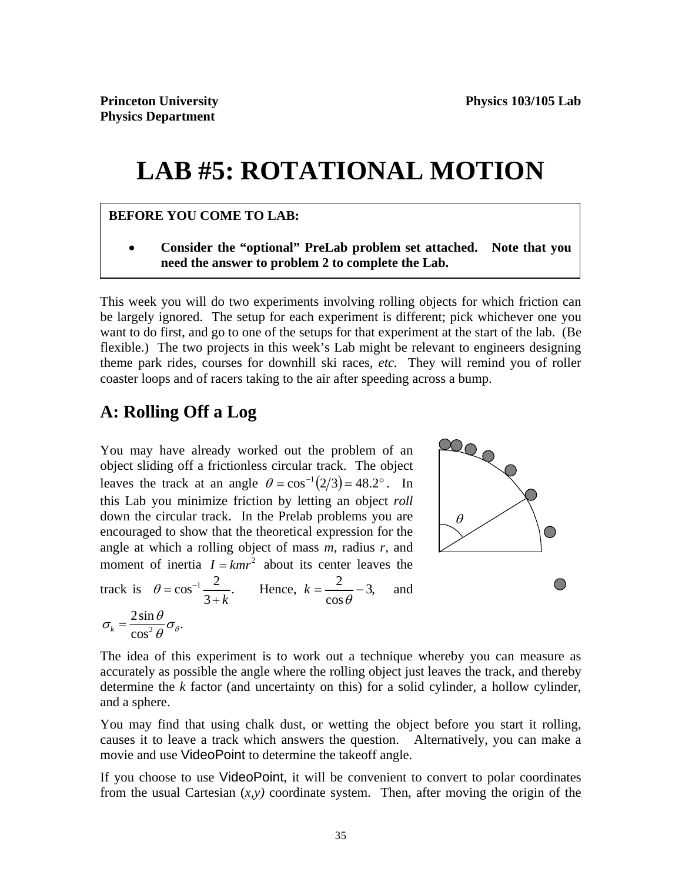**Princeton University** **Physics 103/105 Lab**
**Physics Department**

# LAB #5: ROTATIONAL MOTION

**BEFORE YOU COME TO LAB:**

- **Consider the "optional" PreLab problem set attached. Note that you need the answer to problem 2 to complete the Lab.**

This week you will do two experiments involving rolling objects for which friction can be largely ignored. The setup for each experiment is different; pick whichever one you want to do first, and go to one of the setups for that experiment at the start of the lab. (Be flexible.) The two projects in this week's Lab might be relevant to engineers designing theme park rides, courses for downhill ski races, *etc.* They will remind you of roller coaster loops and of racers taking to the air after speeding across a bump.

## A: Rolling Off a Log

You may have already worked out the problem of an object sliding off a frictionless circular track. The object leaves the track at an angle $\theta = \cos^{-1}(2/3) = 48.2°$. In this Lab you minimize friction by letting an object *roll* down the circular track. In the Prelab problems you are encouraged to show that the theoretical expression for the angle at which a rolling object of mass $m$, radius $r$, and moment of inertia $I = kmr^2$ about its center leaves the track is $\theta = \cos^{-1}\frac{2}{3+k}$. Hence, $k = \frac{2}{\cos\theta} - 3$, and $\sigma_k = \frac{2\sin\theta}{\cos^2\theta}\sigma_\theta$.

The idea of this experiment is to work out a technique whereby you can measure as accurately as possible the angle where the rolling object just leaves the track, and thereby determine the $k$ factor (and uncertainty on this) for a solid cylinder, a hollow cylinder, and a sphere.

You may find that using chalk dust, or wetting the object before you start it rolling, causes it to leave a track which answers the question. Alternatively, you can make a movie and use VideoPoint to determine the takeoff angle.

If you choose to use VideoPoint, it will be convenient to convert to polar coordinates from the usual Cartesian $(x,y)$ coordinate system. Then, after moving the origin of the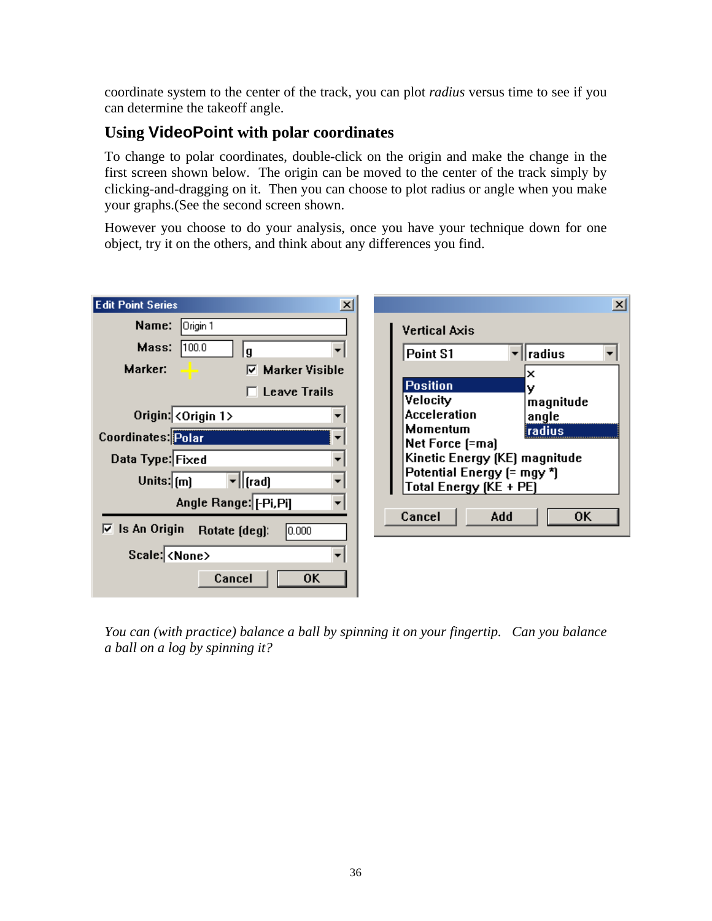coordinate system to the center of the track, you can plot *radius* versus time to see if you can determine the takeoff angle.

## Using VideoPoint with polar coordinates

To change to polar coordinates, double-click on the origin and make the change in the first screen shown below. The origin can be moved to the center of the track simply by clicking-and-dragging on it. Then you can choose to plot radius or angle when you make your graphs.(See the second screen shown.

However you choose to do your analysis, once you have your technique down for one object, try it on the others, and think about any differences you find.

Edit Point Series

Name: Origin 1

Mass: 100.0 g

Marker: Marker Visible

Leave Trails

Origin: <Origin 1>

Coordinates: Polar

Data Type: Fixed

Units: (m) (rad)

Angle Range: [-Pi,Pi]

Is An Origin Rotate (deg): 0.000

Scale: <None>

Cancel OK

Vertical Axis

Point S1 radius

Position

Velocity

Acceleration

Momentum

Net Force (=ma)

Kinetic Energy (KE) magnitude

Potential Energy (= mgy *)

Total Energy (KE + PE)

x

y

magnitude

angle

radius

Cancel Add OK

*You can (with practice) balance a ball by spinning it on your fingertip. Can you balance a ball on a log by spinning it?*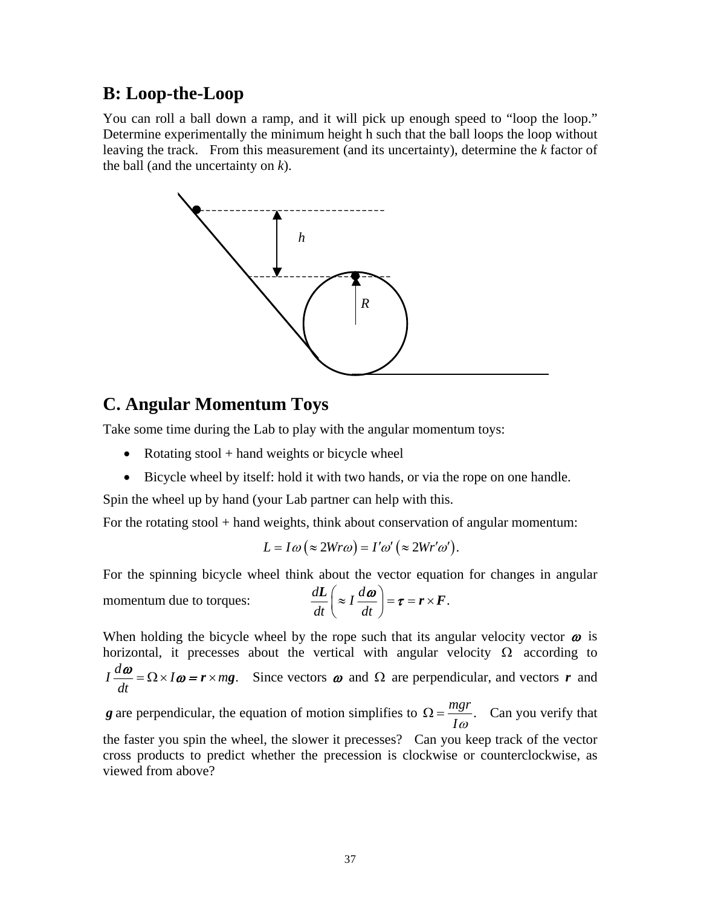## B: Loop-the-Loop

You can roll a ball down a ramp, and it will pick up enough speed to "loop the loop." Determine experimentally the minimum height h such that the ball loops the loop without leaving the track. From this measurement (and its uncertainty), determine the *k* factor of the ball (and the uncertainty on *k*).

## C. Angular Momentum Toys

Take some time during the Lab to play with the angular momentum toys:

- Rotating stool + hand weights or bicycle wheel
- Bicycle wheel by itself: hold it with two hands, or via the rope on one handle.

Spin the wheel up by hand (your Lab partner can help with this.

For the rotating stool + hand weights, think about conservation of angular momentum:

$$L = I\omega \left(\approx 2Wr\omega\right) = I'\omega' \left(\approx 2Wr'\omega'\right).$$

For the spinning bicycle wheel think about the vector equation for changes in angular momentum due to torques:
$$\frac{d\boldsymbol{L}}{dt}\left(\approx I\,\frac{d\boldsymbol{\omega}}{dt}\right) = \boldsymbol{\tau} = \boldsymbol{r}\times\boldsymbol{F}.$$

When holding the bicycle wheel by the rope such that its angular velocity vector $\boldsymbol{\omega}$ is horizontal, it precesses about the vertical with angular velocity $\Omega$ according to $I\,\frac{d\boldsymbol{\omega}}{dt} = \Omega \times I\boldsymbol{\omega} = \boldsymbol{r}\times m\boldsymbol{g}$. Since vectors $\boldsymbol{\omega}$ and $\Omega$ are perpendicular, and vectors $\boldsymbol{r}$ and $\boldsymbol{g}$ are perpendicular, the equation of motion simplifies to $\Omega = \frac{mgr}{I\omega}$. Can you verify that the faster you spin the wheel, the slower it precesses? Can you keep track of the vector cross products to predict whether the precession is clockwise or counterclockwise, as viewed from above?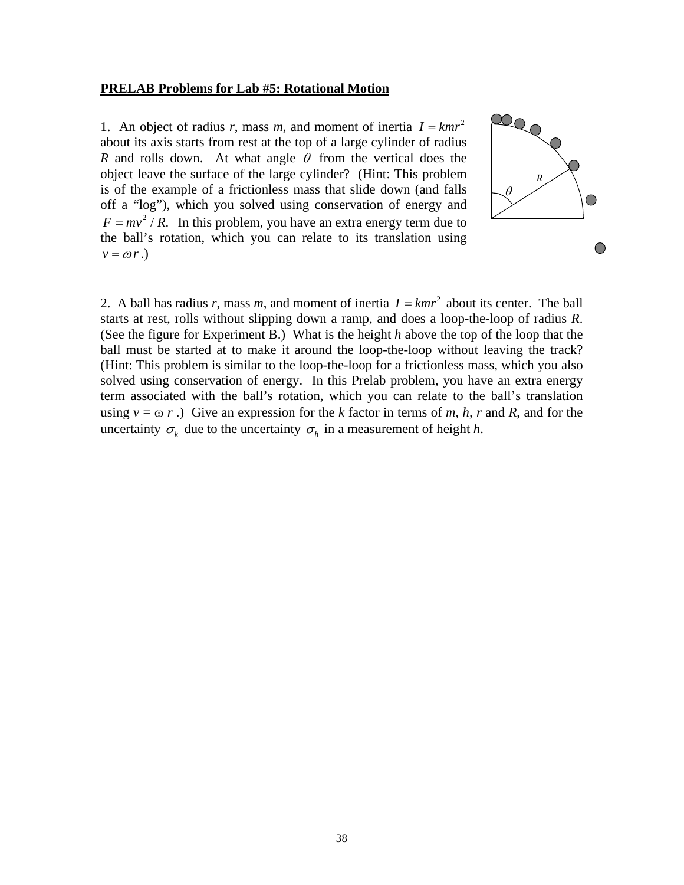**PRELAB Problems for Lab #5: Rotational Motion**

1. An object of radius *r*, mass *m*, and moment of inertia $I = kmr^2$ about its axis starts from rest at the top of a large cylinder of radius *R* and rolls down. At what angle $\theta$ from the vertical does the object leave the surface of the large cylinder? (Hint: This problem is of the example of a frictionless mass that slide down (and falls off a "log"), which you solved using conservation of energy and $F = mv^2 / R$. In this problem, you have an extra energy term due to the ball's rotation, which you can relate to its translation using $v = \omega r$.)

R

$\theta$

2. A ball has radius *r*, mass *m*, and moment of inertia $I = kmr^2$ about its center. The ball starts at rest, rolls without slipping down a ramp, and does a loop-the-loop of radius *R*. (See the figure for Experiment B.) What is the height *h* above the top of the loop that the ball must be started at to make it around the loop-the-loop without leaving the track? (Hint: This problem is similar to the loop-the-loop for a frictionless mass, which you also solved using conservation of energy. In this Prelab problem, you have an extra energy term associated with the ball's rotation, which you can relate to the ball's translation using $v = \omega r$.) Give an expression for the *k* factor in terms of *m, h, r* and *R*, and for the uncertainty $\sigma_k$ due to the uncertainty $\sigma_h$ in a measurement of height *h*.